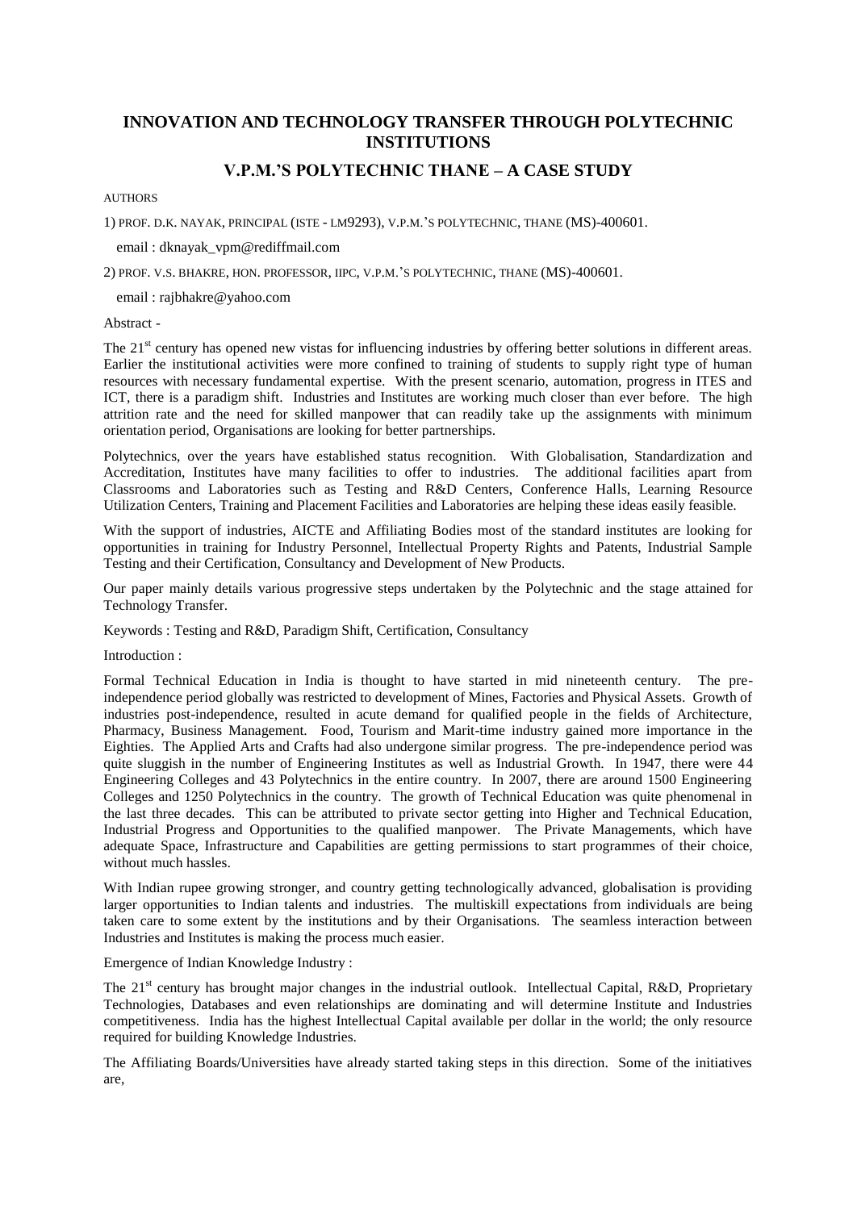# INNOVATION AND TECHNOLOGY TRANSFER THROUGH POLYTECHNIC INSTITUTIONS

## V.P.M.'S POLYTECHNIC THANE – A CASE STUDY

AUTHORS

1) PROF. D.K. NAYAK, PRINCIPAL (ISTE - LM9293), V.P.M.'S POLYTECHNIC, THANE (MS)-400601.

email : dknayak_vpm@rediffmail.com

2) PROF. V.S. BHAKRE, HON. PROFESSOR, IIPC, V.P.M.'S POLYTECHNIC, THANE (MS)-400601.

email : rajbhakre@yahoo.com

Abstract -

The 21st century has opened new vistas for influencing industries by offering better solutions in different areas. Earlier the institutional activities were more confined to training of students to supply right type of human resources with necessary fundamental expertise. With the present scenario, automation, progress in ITES and ICT, there is a paradigm shift. Industries and Institutes are working much closer than ever before. The high attrition rate and the need for skilled manpower that can readily take up the assignments with minimum orientation period, Organisations are looking for better partnerships.

Polytechnics, over the years have established status recognition. With Globalisation, Standardization and Accreditation, Institutes have many facilities to offer to industries. The additional facilities apart from Classrooms and Laboratories such as Testing and R&D Centers, Conference Halls, Learning Resource Utilization Centers, Training and Placement Facilities and Laboratories are helping these ideas easily feasible.

With the support of industries, AICTE and Affiliating Bodies most of the standard institutes are looking for opportunities in training for Industry Personnel, Intellectual Property Rights and Patents, Industrial Sample Testing and their Certification, Consultancy and Development of New Products.

Our paper mainly details various progressive steps undertaken by the Polytechnic and the stage attained for Technology Transfer.

Keywords : Testing and R&D, Paradigm Shift, Certification, Consultancy

Introduction :

Formal Technical Education in India is thought to have started in mid nineteenth century. The pre-independence period globally was restricted to development of Mines, Factories and Physical Assets. Growth of industries post-independence, resulted in acute demand for qualified people in the fields of Architecture, Pharmacy, Business Management. Food, Tourism and Marit-time industry gained more importance in the Eighties. The Applied Arts and Crafts had also undergone similar progress. The pre-independence period was quite sluggish in the number of Engineering Institutes as well as Industrial Growth. In 1947, there were 44 Engineering Colleges and 43 Polytechnics in the entire country. In 2007, there are around 1500 Engineering Colleges and 1250 Polytechnics in the country. The growth of Technical Education was quite phenomenal in the last three decades. This can be attributed to private sector getting into Higher and Technical Education, Industrial Progress and Opportunities to the qualified manpower. The Private Managements, which have adequate Space, Infrastructure and Capabilities are getting permissions to start programmes of their choice, without much hassles.

With Indian rupee growing stronger, and country getting technologically advanced, globalisation is providing larger opportunities to Indian talents and industries. The multiskill expectations from individuals are being taken care to some extent by the institutions and by their Organisations. The seamless interaction between Industries and Institutes is making the process much easier.

Emergence of Indian Knowledge Industry :

The 21st century has brought major changes in the industrial outlook. Intellectual Capital, R&D, Proprietary Technologies, Databases and even relationships are dominating and will determine Institute and Industries competitiveness. India has the highest Intellectual Capital available per dollar in the world; the only resource required for building Knowledge Industries.

The Affiliating Boards/Universities have already started taking steps in this direction. Some of the initiatives are,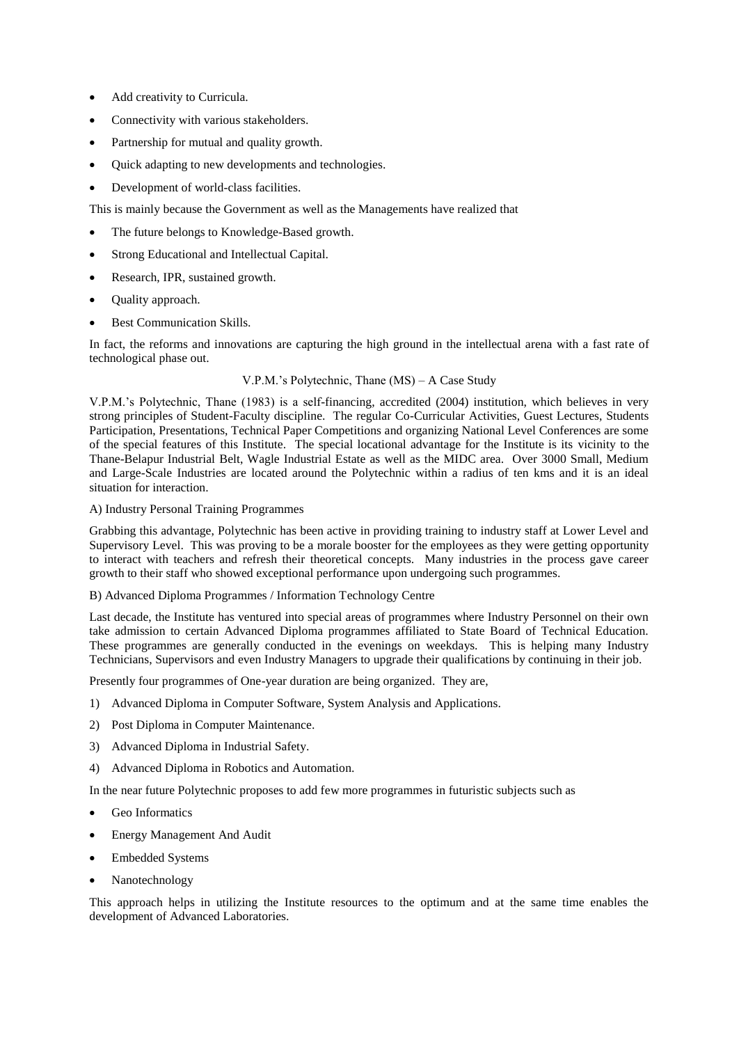- Add creativity to Curricula.
- Connectivity with various stakeholders.
- Partnership for mutual and quality growth.
- Quick adapting to new developments and technologies.
- Development of world-class facilities.

This is mainly because the Government as well as the Managements have realized that

- The future belongs to Knowledge-Based growth.
- Strong Educational and Intellectual Capital.
- Research, IPR, sustained growth.
- Quality approach.
- Best Communication Skills.

In fact, the reforms and innovations are capturing the high ground in the intellectual arena with a fast rate of technological phase out.

## V.P.M.'s Polytechnic, Thane (MS) – A Case Study

V.P.M.'s Polytechnic, Thane (1983) is a self-financing, accredited (2004) institution, which believes in very strong principles of Student-Faculty discipline. The regular Co-Curricular Activities, Guest Lectures, Students Participation, Presentations, Technical Paper Competitions and organizing National Level Conferences are some of the special features of this Institute. The special locational advantage for the Institute is its vicinity to the Thane-Belapur Industrial Belt, Wagle Industrial Estate as well as the MIDC area. Over 3000 Small, Medium and Large-Scale Industries are located around the Polytechnic within a radius of ten kms and it is an ideal situation for interaction.

### A) Industry Personal Training Programmes

Grabbing this advantage, Polytechnic has been active in providing training to industry staff at Lower Level and Supervisory Level. This was proving to be a morale booster for the employees as they were getting opportunity to interact with teachers and refresh their theoretical concepts. Many industries in the process gave career growth to their staff who showed exceptional performance upon undergoing such programmes.

### B) Advanced Diploma Programmes / Information Technology Centre

Last decade, the Institute has ventured into special areas of programmes where Industry Personnel on their own take admission to certain Advanced Diploma programmes affiliated to State Board of Technical Education. These programmes are generally conducted in the evenings on weekdays. This is helping many Industry Technicians, Supervisors and even Industry Managers to upgrade their qualifications by continuing in their job.

Presently four programmes of One-year duration are being organized. They are,

1) Advanced Diploma in Computer Software, System Analysis and Applications.
2) Post Diploma in Computer Maintenance.
3) Advanced Diploma in Industrial Safety.
4) Advanced Diploma in Robotics and Automation.

In the near future Polytechnic proposes to add few more programmes in futuristic subjects such as

- Geo Informatics
- Energy Management And Audit
- Embedded Systems
- Nanotechnology

This approach helps in utilizing the Institute resources to the optimum and at the same time enables the development of Advanced Laboratories.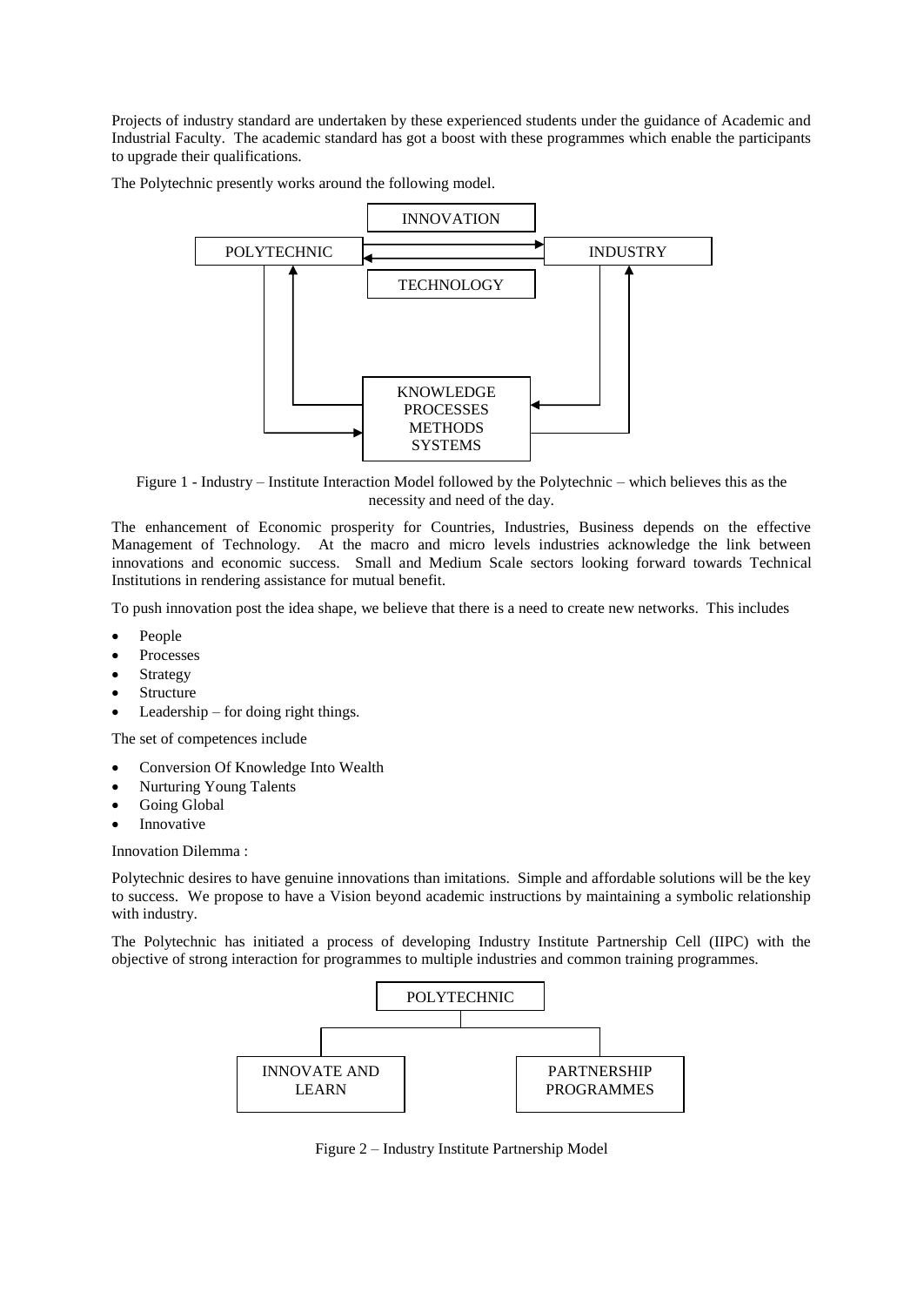Projects of industry standard are undertaken by these experienced students under the guidance of Academic and Industrial Faculty. The academic standard has got a boost with these programmes which enable the participants to upgrade their qualifications.

The Polytechnic presently works around the following model.

INNOVATION

POLYTECHNIC

INDUSTRY

TECHNOLOGY

KNOWLEDGE
PROCESSES
METHODS
SYSTEMS

Figure 1 - Industry – Institute Interaction Model followed by the Polytechnic – which believes this as the necessity and need of the day.

The enhancement of Economic prosperity for Countries, Industries, Business depends on the effective Management of Technology. At the macro and micro levels industries acknowledge the link between innovations and economic success. Small and Medium Scale sectors looking forward towards Technical Institutions in rendering assistance for mutual benefit.

To push innovation post the idea shape, we believe that there is a need to create new networks. This includes

- People
- Processes
- Strategy
- Structure
- Leadership – for doing right things.

The set of competences include

- Conversion Of Knowledge Into Wealth
- Nurturing Young Talents
- Going Global
- Innovative

Innovation Dilemma :

Polytechnic desires to have genuine innovations than imitations. Simple and affordable solutions will be the key to success. We propose to have a Vision beyond academic instructions by maintaining a symbolic relationship with industry.

The Polytechnic has initiated a process of developing Industry Institute Partnership Cell (IIPC) with the objective of strong interaction for programmes to multiple industries and common training programmes.

POLYTECHNIC

INNOVATE AND LEARN

PARTNERSHIP PROGRAMMES

Figure 2 – Industry Institute Partnership Model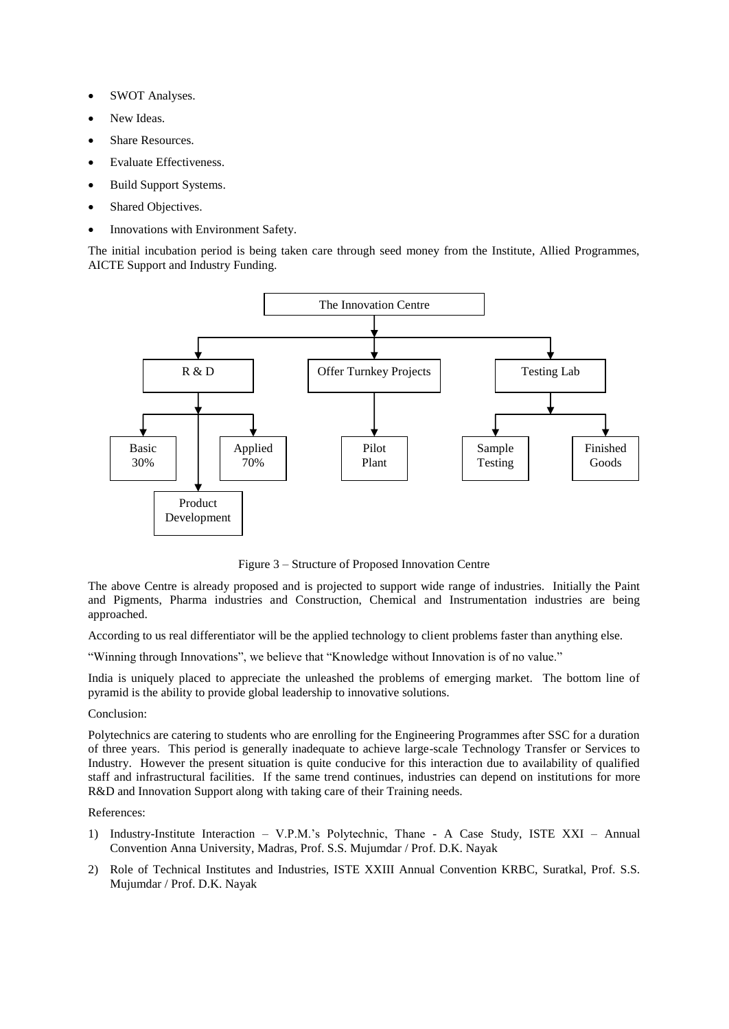- SWOT Analyses.
- New Ideas.
- Share Resources.
- Evaluate Effectiveness.
- Build Support Systems.
- Shared Objectives.
- Innovations with Environment Safety.

The initial incubation period is being taken care through seed money from the Institute, Allied Programmes, AICTE Support and Industry Funding.

The Innovation Centre

R & D

Offer Turnkey Projects

Testing Lab

Basic 30%

Applied 70%

Product Development

Pilot Plant

Sample Testing

Finished Goods

Figure 3 – Structure of Proposed Innovation Centre

The above Centre is already proposed and is projected to support wide range of industries. Initially the Paint and Pigments, Pharma industries and Construction, Chemical and Instrumentation industries are being approached.

According to us real differentiator will be the applied technology to client problems faster than anything else.

"Winning through Innovations", we believe that "Knowledge without Innovation is of no value."

India is uniquely placed to appreciate the unleashed the problems of emerging market. The bottom line of pyramid is the ability to provide global leadership to innovative solutions.

Conclusion:

Polytechnics are catering to students who are enrolling for the Engineering Programmes after SSC for a duration of three years. This period is generally inadequate to achieve large-scale Technology Transfer or Services to Industry. However the present situation is quite conducive for this interaction due to availability of qualified staff and infrastructural facilities. If the same trend continues, industries can depend on institutions for more R&D and Innovation Support along with taking care of their Training needs.

References:

1) Industry-Institute Interaction – V.P.M.'s Polytechnic, Thane - A Case Study, ISTE XXI – Annual Convention Anna University, Madras, Prof. S.S. Mujumdar / Prof. D.K. Nayak
2) Role of Technical Institutes and Industries, ISTE XXIII Annual Convention KRBC, Suratkal, Prof. S.S. Mujumdar / Prof. D.K. Nayak